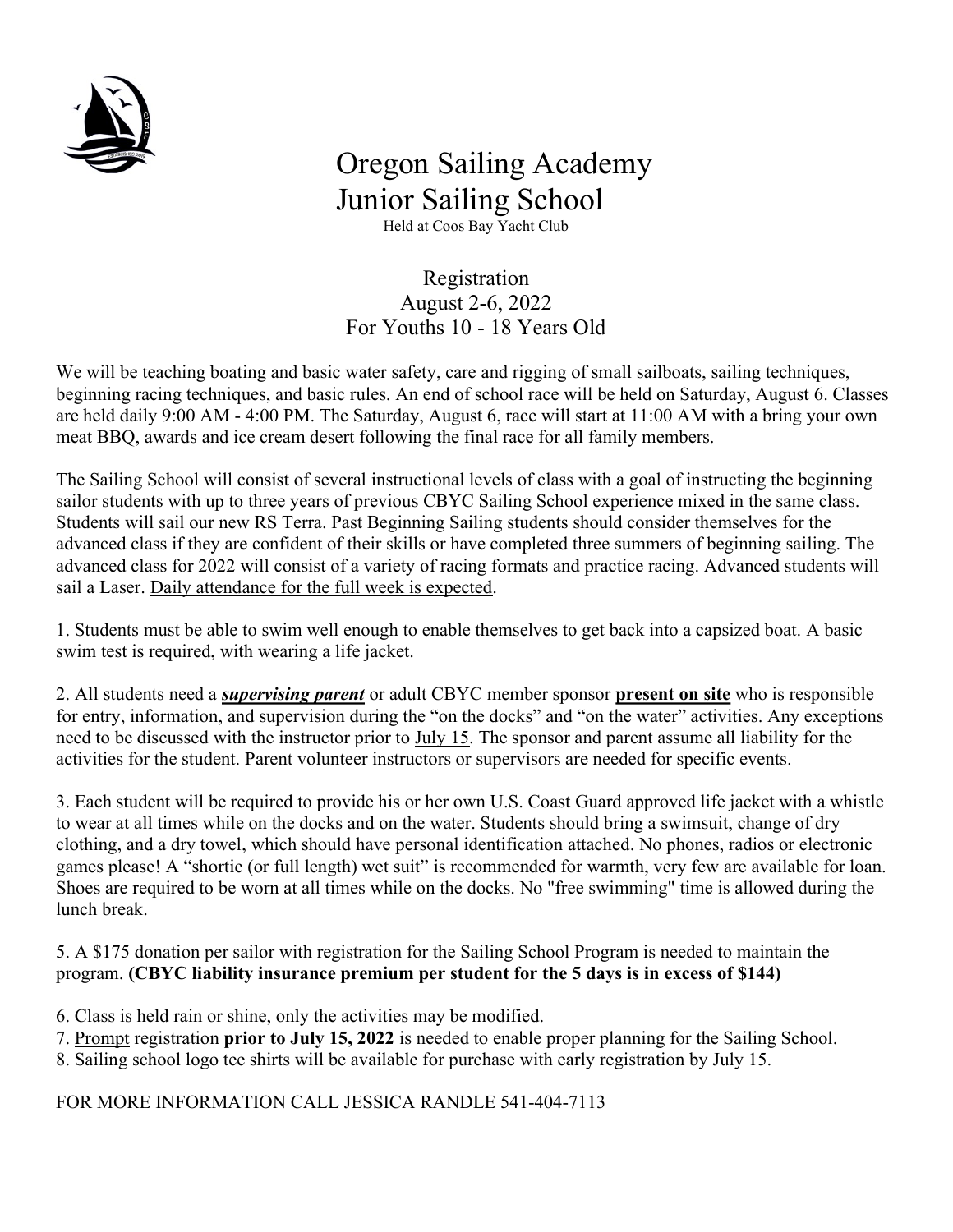# Oregon Sailing Academy
# Junior Sailing School

Held at Coos Bay Yacht Club

## Registration
## August 2-6, 2022
## For Youths 10 - 18 Years Old

We will be teaching boating and basic water safety, care and rigging of small sailboats, sailing techniques, beginning racing techniques, and basic rules. An end of school race will be held on Saturday, August 6. Classes are held daily 9:00 AM - 4:00 PM. The Saturday, August 6, race will start at 11:00 AM with a bring your own meat BBQ, awards and ice cream desert following the final race for all family members.

The Sailing School will consist of several instructional levels of class with a goal of instructing the beginning sailor students with up to three years of previous CBYC Sailing School experience mixed in the same class. Students will sail our new RS Terra. Past Beginning Sailing students should consider themselves for the advanced class if they are confident of their skills or have completed three summers of beginning sailing. The advanced class for 2022 will consist of a variety of racing formats and practice racing. Advanced students will sail a Laser. Daily attendance for the full week is expected.

1. Students must be able to swim well enough to enable themselves to get back into a capsized boat. A basic swim test is required, with wearing a life jacket.

2. All students need a ***supervising parent*** or adult CBYC member sponsor **present on site** who is responsible for entry, information, and supervision during the "on the docks" and "on the water" activities. Any exceptions need to be discussed with the instructor prior to July 15. The sponsor and parent assume all liability for the activities for the student. Parent volunteer instructors or supervisors are needed for specific events.

3. Each student will be required to provide his or her own U.S. Coast Guard approved life jacket with a whistle to wear at all times while on the docks and on the water. Students should bring a swimsuit, change of dry clothing, and a dry towel, which should have personal identification attached. No phones, radios or electronic games please! A "shortie (or full length) wet suit" is recommended for warmth, very few are available for loan. Shoes are required to be worn at all times while on the docks. No "free swimming" time is allowed during the lunch break.

5. A $175 donation per sailor with registration for the Sailing School Program is needed to maintain the program. **(CBYC liability insurance premium per student for the 5 days is in excess of $144)**

6. Class is held rain or shine, only the activities may be modified.

7. Prompt registration **prior to July 15, 2022** is needed to enable proper planning for the Sailing School.

8. Sailing school logo tee shirts will be available for purchase with early registration by July 15.

FOR MORE INFORMATION CALL JESSICA RANDLE 541-404-7113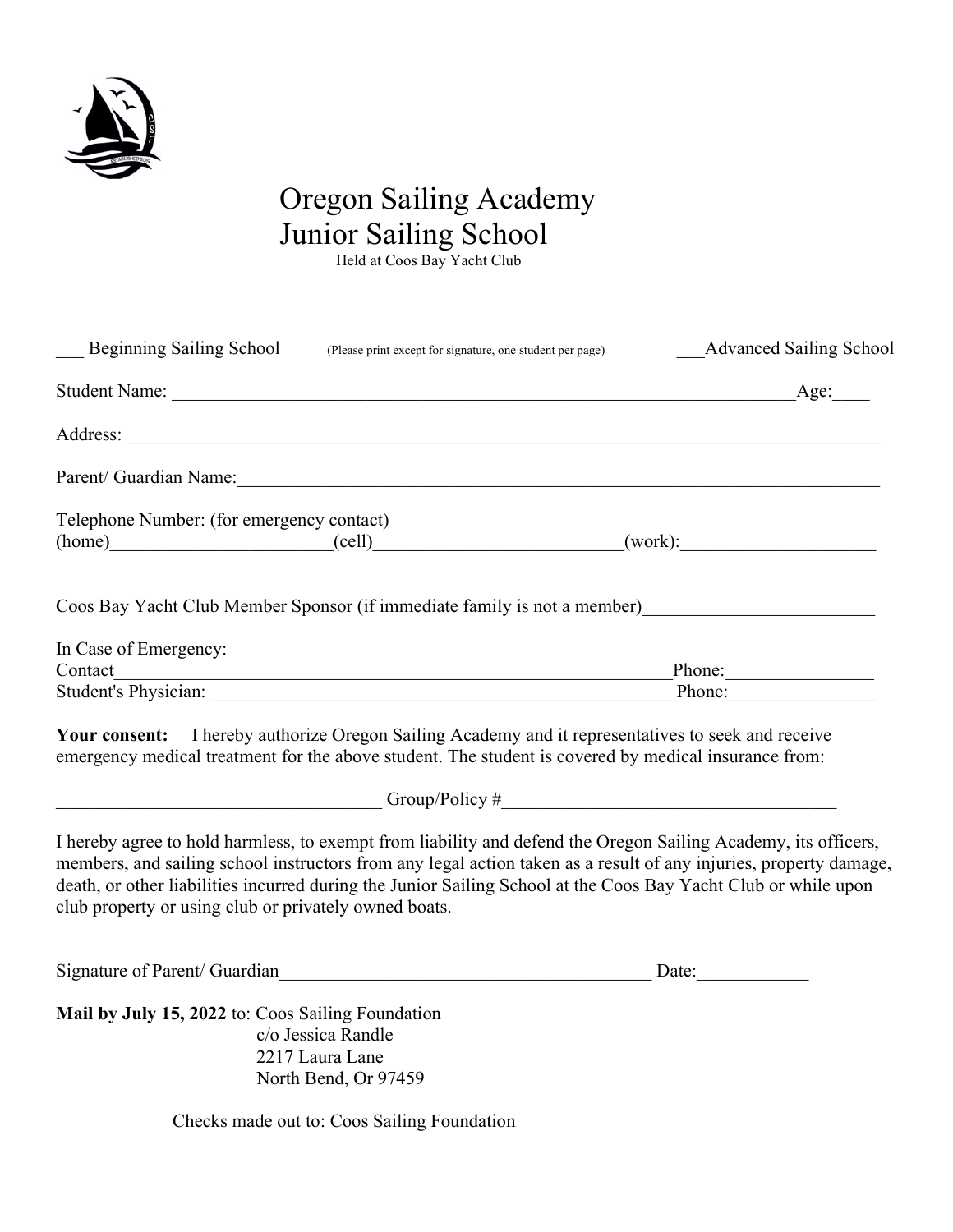# Oregon Sailing Academy
# Junior Sailing School

Held at Coos Bay Yacht Club

___ Beginning Sailing School (Please print except for signature, one student per page) ___Advanced Sailing School

Student Name: ________________________________________________________________________Age:____

Address: _____________________________________________________________________________________

Parent/ Guardian Name:_______________________________________________________________________

Telephone Number: (for emergency contact)
(home)________________________(cell)__________________________(work):_____________________

Coos Bay Yacht Club Member Sponsor (if immediate family is not a member)_________________________

In Case of Emergency:
Contact_______________________________________________________________Phone:________________
Student's Physician: ____________________________________________________Phone:________________

**Your consent:** I hereby authorize Oregon Sailing Academy and it representatives to seek and receive emergency medical treatment for the above student. The student is covered by medical insurance from:

___________________________________ Group/Policy #____________________________________

I hereby agree to hold harmless, to exempt from liability and defend the Oregon Sailing Academy, its officers, members, and sailing school instructors from any legal action taken as a result of any injuries, property damage, death, or other liabilities incurred during the Junior Sailing School at the Coos Bay Yacht Club or while upon club property or using club or privately owned boats.

Signature of Parent/ Guardian__________________________________________ Date:____________

**Mail by July 15, 2022** to: Coos Sailing Foundation
c/o Jessica Randle
2217 Laura Lane
North Bend, Or 97459

Checks made out to: Coos Sailing Foundation